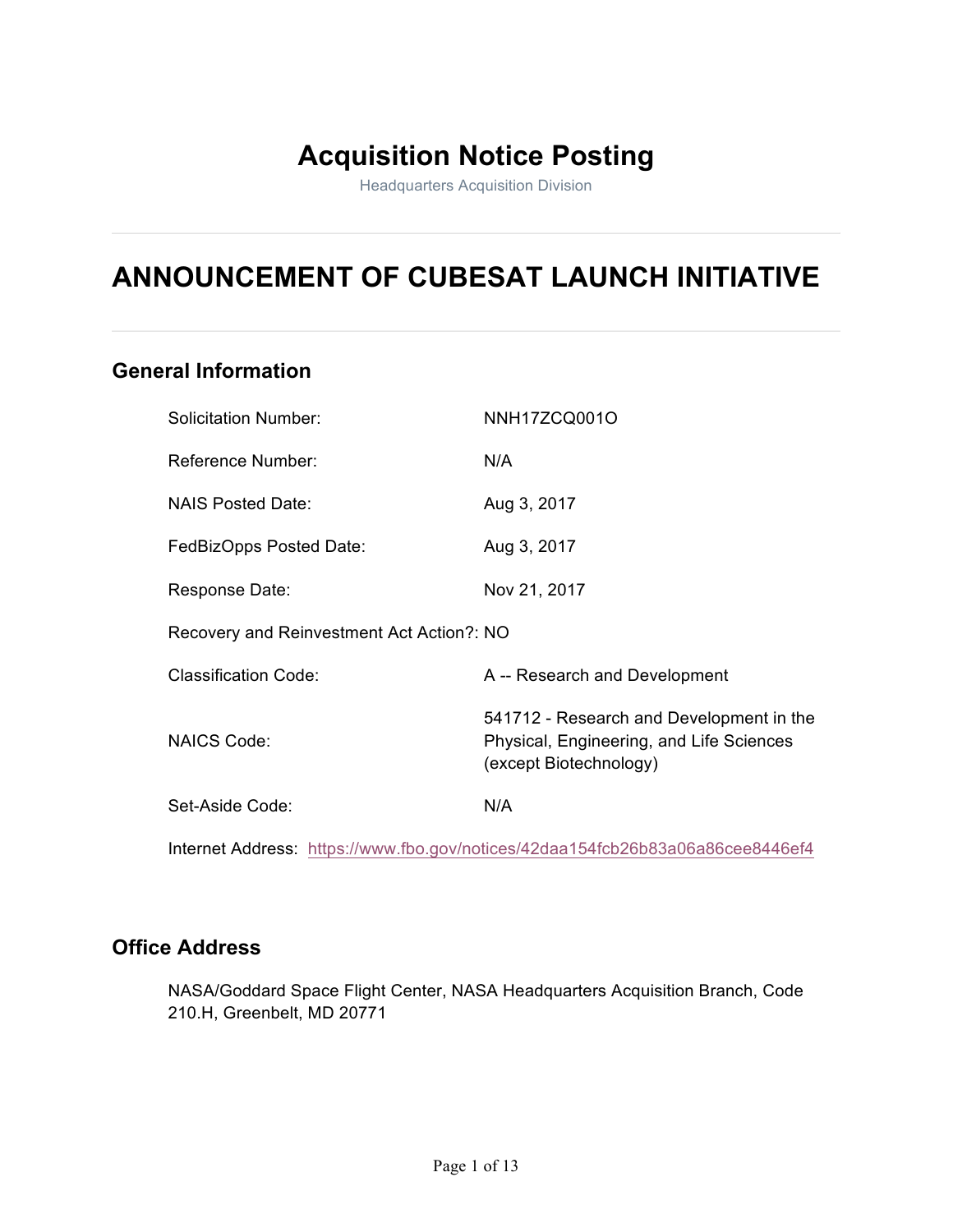# Acquisition Notice Posting

Headquarters Acquisition Division

---

# ANNOUNCEMENT OF CUBESAT LAUNCH INITIATIVE

---

## General Information

| | |
|---|---|
| Solicitation Number: | NNH17ZCQ001O |
| Reference Number: | N/A |
| NAIS Posted Date: | Aug 3, 2017 |
| FedBizOpps Posted Date: | Aug 3, 2017 |
| Response Date: | Nov 21, 2017 |
| Recovery and Reinvestment Act Action?: | NO |
| Classification Code: | A -- Research and Development |
| NAICS Code: | 541712 - Research and Development in the Physical, Engineering, and Life Sciences (except Biotechnology) |
| Set-Aside Code: | N/A |

Internet Address: https://www.fbo.gov/notices/42daa154fcb26b83a06a86cee8446ef4

## Office Address

NASA/Goddard Space Flight Center, NASA Headquarters Acquisition Branch, Code 210.H, Greenbelt, MD 20771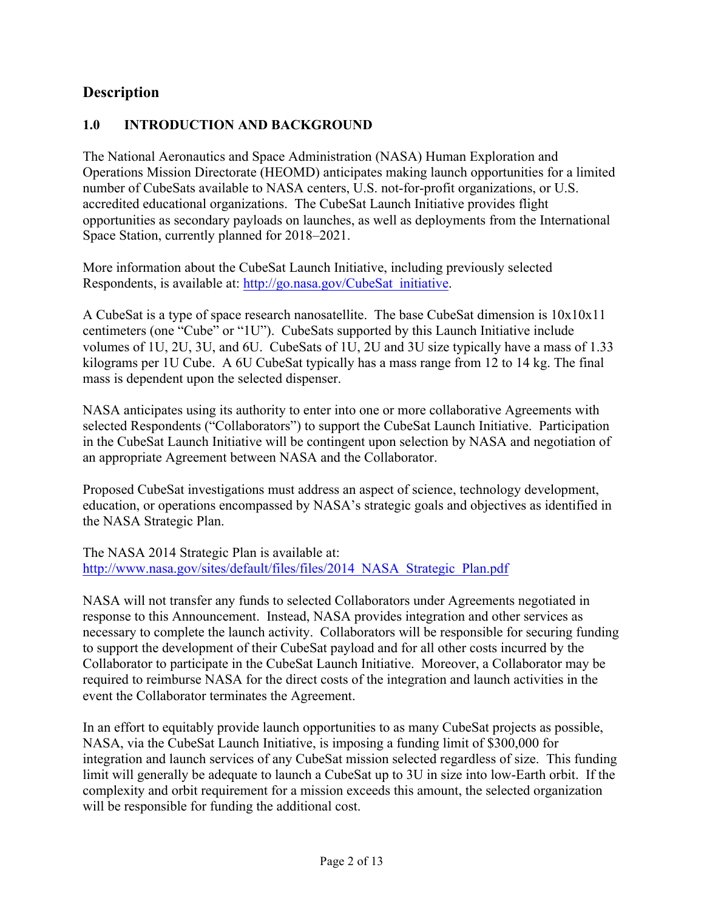# Description

## 1.0 INTRODUCTION AND BACKGROUND

The National Aeronautics and Space Administration (NASA) Human Exploration and Operations Mission Directorate (HEOMD) anticipates making launch opportunities for a limited number of CubeSats available to NASA centers, U.S. not-for-profit organizations, or U.S. accredited educational organizations. The CubeSat Launch Initiative provides flight opportunities as secondary payloads on launches, as well as deployments from the International Space Station, currently planned for 2018–2021.

More information about the CubeSat Launch Initiative, including previously selected Respondents, is available at: http://go.nasa.gov/CubeSat_initiative.

A CubeSat is a type of space research nanosatellite. The base CubeSat dimension is 10x10x11 centimeters (one "Cube" or "1U"). CubeSats supported by this Launch Initiative include volumes of 1U, 2U, 3U, and 6U. CubeSats of 1U, 2U and 3U size typically have a mass of 1.33 kilograms per 1U Cube. A 6U CubeSat typically has a mass range from 12 to 14 kg. The final mass is dependent upon the selected dispenser.

NASA anticipates using its authority to enter into one or more collaborative Agreements with selected Respondents ("Collaborators") to support the CubeSat Launch Initiative. Participation in the CubeSat Launch Initiative will be contingent upon selection by NASA and negotiation of an appropriate Agreement between NASA and the Collaborator.

Proposed CubeSat investigations must address an aspect of science, technology development, education, or operations encompassed by NASA's strategic goals and objectives as identified in the NASA Strategic Plan.

The NASA 2014 Strategic Plan is available at:
http://www.nasa.gov/sites/default/files/files/2014_NASA_Strategic_Plan.pdf

NASA will not transfer any funds to selected Collaborators under Agreements negotiated in response to this Announcement. Instead, NASA provides integration and other services as necessary to complete the launch activity. Collaborators will be responsible for securing funding to support the development of their CubeSat payload and for all other costs incurred by the Collaborator to participate in the CubeSat Launch Initiative. Moreover, a Collaborator may be required to reimburse NASA for the direct costs of the integration and launch activities in the event the Collaborator terminates the Agreement.

In an effort to equitably provide launch opportunities to as many CubeSat projects as possible, NASA, via the CubeSat Launch Initiative, is imposing a funding limit of $300,000 for integration and launch services of any CubeSat mission selected regardless of size. This funding limit will generally be adequate to launch a CubeSat up to 3U in size into low-Earth orbit. If the complexity and orbit requirement for a mission exceeds this amount, the selected organization will be responsible for funding the additional cost.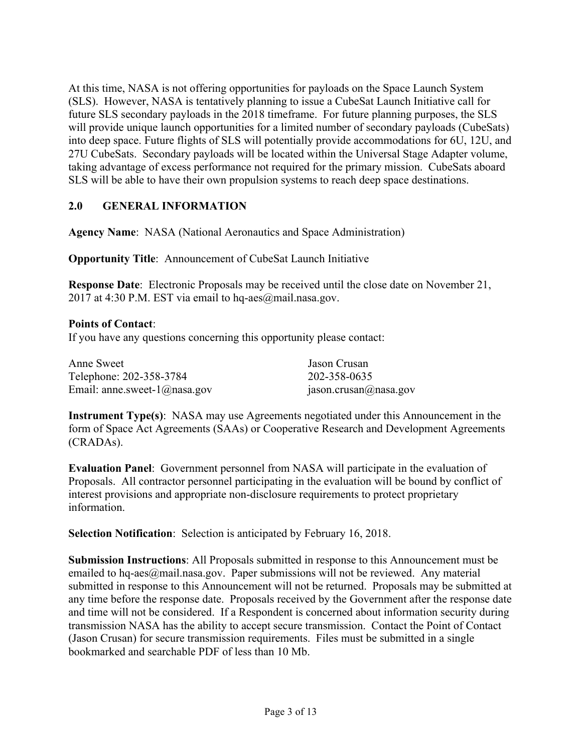At this time, NASA is not offering opportunities for payloads on the Space Launch System (SLS). However, NASA is tentatively planning to issue a CubeSat Launch Initiative call for future SLS secondary payloads in the 2018 timeframe. For future planning purposes, the SLS will provide unique launch opportunities for a limited number of secondary payloads (CubeSats) into deep space. Future flights of SLS will potentially provide accommodations for 6U, 12U, and 27U CubeSats. Secondary payloads will be located within the Universal Stage Adapter volume, taking advantage of excess performance not required for the primary mission. CubeSats aboard SLS will be able to have their own propulsion systems to reach deep space destinations.

## 2.0 GENERAL INFORMATION

**Agency Name**: NASA (National Aeronautics and Space Administration)

**Opportunity Title**: Announcement of CubeSat Launch Initiative

**Response Date**: Electronic Proposals may be received until the close date on November 21, 2017 at 4:30 P.M. EST via email to hq-aes@mail.nasa.gov.

**Points of Contact**:
If you have any questions concerning this opportunity please contact:

Anne Sweet
Telephone: 202-358-3784
Email: anne.sweet-1@nasa.gov

Jason Crusan
202-358-0635
jason.crusan@nasa.gov

**Instrument Type(s)**: NASA may use Agreements negotiated under this Announcement in the form of Space Act Agreements (SAAs) or Cooperative Research and Development Agreements (CRADAs).

**Evaluation Panel**: Government personnel from NASA will participate in the evaluation of Proposals. All contractor personnel participating in the evaluation will be bound by conflict of interest provisions and appropriate non-disclosure requirements to protect proprietary information.

**Selection Notification**: Selection is anticipated by February 16, 2018.

**Submission Instructions**: All Proposals submitted in response to this Announcement must be emailed to hq-aes@mail.nasa.gov. Paper submissions will not be reviewed. Any material submitted in response to this Announcement will not be returned. Proposals may be submitted at any time before the response date. Proposals received by the Government after the response date and time will not be considered. If a Respondent is concerned about information security during transmission NASA has the ability to accept secure transmission. Contact the Point of Contact (Jason Crusan) for secure transmission requirements. Files must be submitted in a single bookmarked and searchable PDF of less than 10 Mb.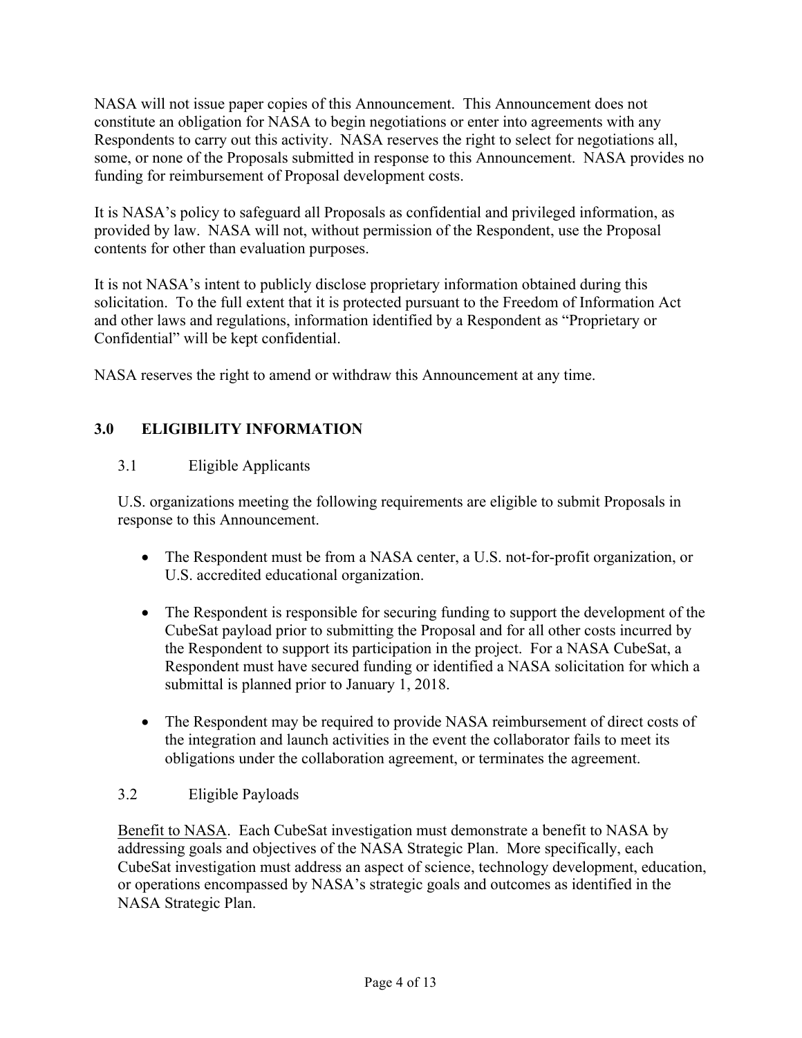NASA will not issue paper copies of this Announcement. This Announcement does not constitute an obligation for NASA to begin negotiations or enter into agreements with any Respondents to carry out this activity. NASA reserves the right to select for negotiations all, some, or none of the Proposals submitted in response to this Announcement. NASA provides no funding for reimbursement of Proposal development costs.

It is NASA's policy to safeguard all Proposals as confidential and privileged information, as provided by law. NASA will not, without permission of the Respondent, use the Proposal contents for other than evaluation purposes.

It is not NASA's intent to publicly disclose proprietary information obtained during this solicitation. To the full extent that it is protected pursuant to the Freedom of Information Act and other laws and regulations, information identified by a Respondent as "Proprietary or Confidential" will be kept confidential.

NASA reserves the right to amend or withdraw this Announcement at any time.

## 3.0 ELIGIBILITY INFORMATION

### 3.1 Eligible Applicants

U.S. organizations meeting the following requirements are eligible to submit Proposals in response to this Announcement.

- The Respondent must be from a NASA center, a U.S. not-for-profit organization, or U.S. accredited educational organization.
- The Respondent is responsible for securing funding to support the development of the CubeSat payload prior to submitting the Proposal and for all other costs incurred by the Respondent to support its participation in the project. For a NASA CubeSat, a Respondent must have secured funding or identified a NASA solicitation for which a submittal is planned prior to January 1, 2018.
- The Respondent may be required to provide NASA reimbursement of direct costs of the integration and launch activities in the event the collaborator fails to meet its obligations under the collaboration agreement, or terminates the agreement.

### 3.2 Eligible Payloads

Benefit to NASA. Each CubeSat investigation must demonstrate a benefit to NASA by addressing goals and objectives of the NASA Strategic Plan. More specifically, each CubeSat investigation must address an aspect of science, technology development, education, or operations encompassed by NASA's strategic goals and outcomes as identified in the NASA Strategic Plan.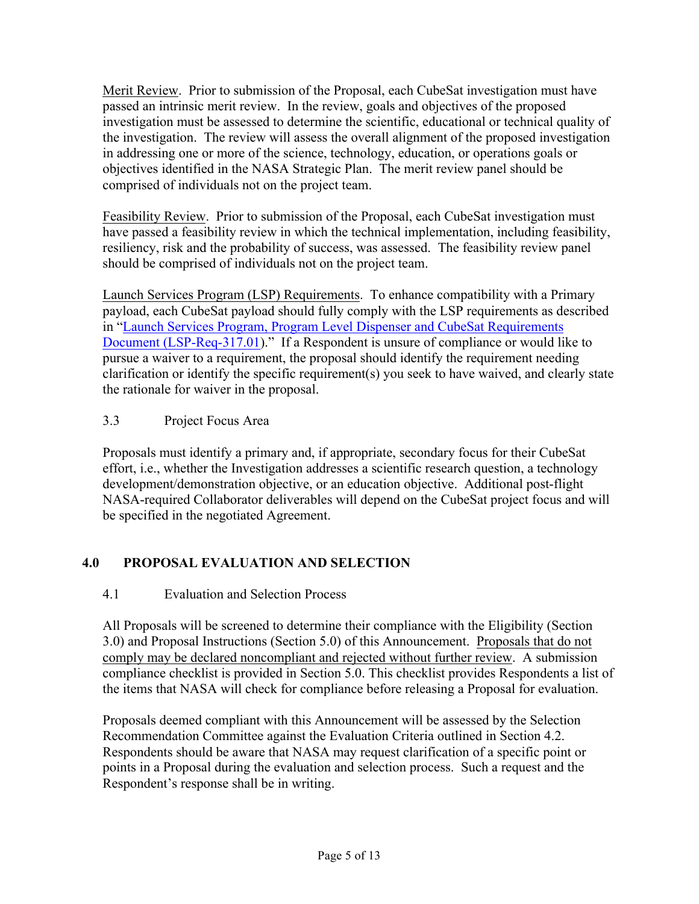Merit Review. Prior to submission of the Proposal, each CubeSat investigation must have passed an intrinsic merit review. In the review, goals and objectives of the proposed investigation must be assessed to determine the scientific, educational or technical quality of the investigation. The review will assess the overall alignment of the proposed investigation in addressing one or more of the science, technology, education, or operations goals or objectives identified in the NASA Strategic Plan. The merit review panel should be comprised of individuals not on the project team.

Feasibility Review. Prior to submission of the Proposal, each CubeSat investigation must have passed a feasibility review in which the technical implementation, including feasibility, resiliency, risk and the probability of success, was assessed. The feasibility review panel should be comprised of individuals not on the project team.

Launch Services Program (LSP) Requirements. To enhance compatibility with a Primary payload, each CubeSat payload should fully comply with the LSP requirements as described in "Launch Services Program, Program Level Dispenser and CubeSat Requirements Document (LSP-Req-317.01)." If a Respondent is unsure of compliance or would like to pursue a waiver to a requirement, the proposal should identify the requirement needing clarification or identify the specific requirement(s) you seek to have waived, and clearly state the rationale for waiver in the proposal.

### 3.3 Project Focus Area

Proposals must identify a primary and, if appropriate, secondary focus for their CubeSat effort, i.e., whether the Investigation addresses a scientific research question, a technology development/demonstration objective, or an education objective. Additional post-flight NASA-required Collaborator deliverables will depend on the CubeSat project focus and will be specified in the negotiated Agreement.

## 4.0 PROPOSAL EVALUATION AND SELECTION

### 4.1 Evaluation and Selection Process

All Proposals will be screened to determine their compliance with the Eligibility (Section 3.0) and Proposal Instructions (Section 5.0) of this Announcement. Proposals that do not comply may be declared noncompliant and rejected without further review. A submission compliance checklist is provided in Section 5.0. This checklist provides Respondents a list of the items that NASA will check for compliance before releasing a Proposal for evaluation.

Proposals deemed compliant with this Announcement will be assessed by the Selection Recommendation Committee against the Evaluation Criteria outlined in Section 4.2. Respondents should be aware that NASA may request clarification of a specific point or points in a Proposal during the evaluation and selection process. Such a request and the Respondent's response shall be in writing.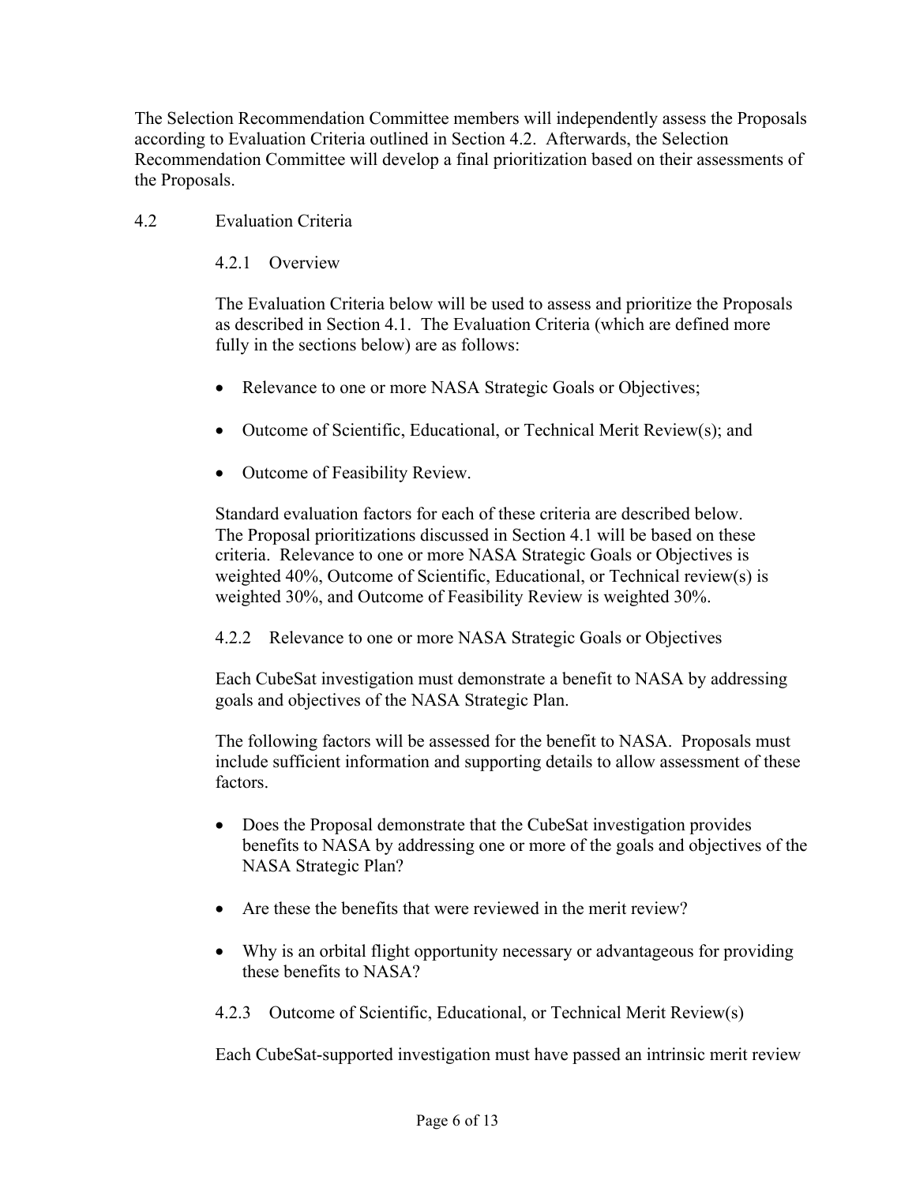The Selection Recommendation Committee members will independently assess the Proposals according to Evaluation Criteria outlined in Section 4.2. Afterwards, the Selection Recommendation Committee will develop a final prioritization based on their assessments of the Proposals.

## 4.2 Evaluation Criteria

### 4.2.1 Overview

The Evaluation Criteria below will be used to assess and prioritize the Proposals as described in Section 4.1. The Evaluation Criteria (which are defined more fully in the sections below) are as follows:

- Relevance to one or more NASA Strategic Goals or Objectives;
- Outcome of Scientific, Educational, or Technical Merit Review(s); and
- Outcome of Feasibility Review.

Standard evaluation factors for each of these criteria are described below. The Proposal prioritizations discussed in Section 4.1 will be based on these criteria. Relevance to one or more NASA Strategic Goals or Objectives is weighted 40%, Outcome of Scientific, Educational, or Technical review(s) is weighted 30%, and Outcome of Feasibility Review is weighted 30%.

### 4.2.2 Relevance to one or more NASA Strategic Goals or Objectives

Each CubeSat investigation must demonstrate a benefit to NASA by addressing goals and objectives of the NASA Strategic Plan.

The following factors will be assessed for the benefit to NASA. Proposals must include sufficient information and supporting details to allow assessment of these factors.

- Does the Proposal demonstrate that the CubeSat investigation provides benefits to NASA by addressing one or more of the goals and objectives of the NASA Strategic Plan?
- Are these the benefits that were reviewed in the merit review?
- Why is an orbital flight opportunity necessary or advantageous for providing these benefits to NASA?

### 4.2.3 Outcome of Scientific, Educational, or Technical Merit Review(s)

Each CubeSat-supported investigation must have passed an intrinsic merit review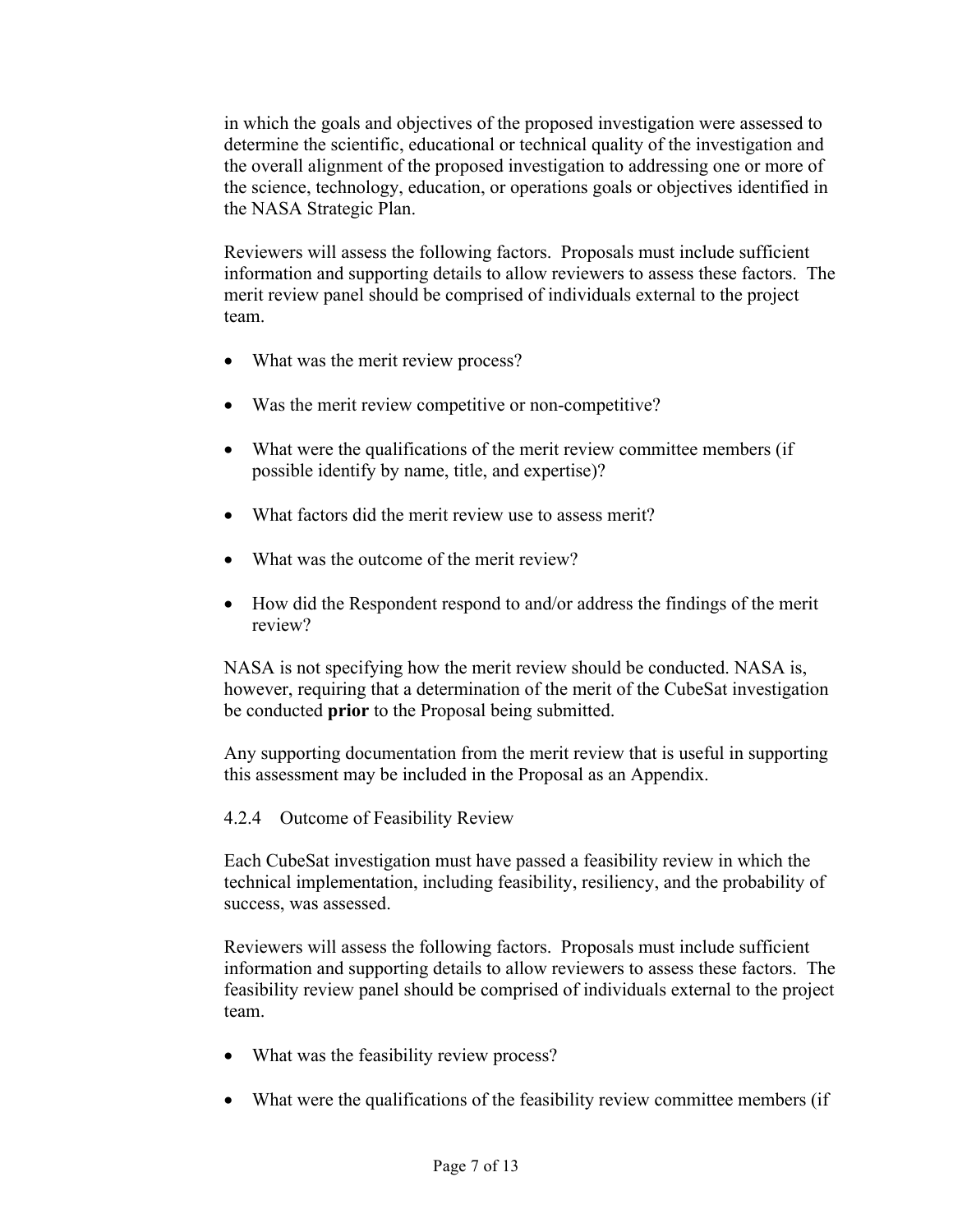in which the goals and objectives of the proposed investigation were assessed to determine the scientific, educational or technical quality of the investigation and the overall alignment of the proposed investigation to addressing one or more of the science, technology, education, or operations goals or objectives identified in the NASA Strategic Plan.

Reviewers will assess the following factors. Proposals must include sufficient information and supporting details to allow reviewers to assess these factors. The merit review panel should be comprised of individuals external to the project team.

- What was the merit review process?
- Was the merit review competitive or non-competitive?
- What were the qualifications of the merit review committee members (if possible identify by name, title, and expertise)?
- What factors did the merit review use to assess merit?
- What was the outcome of the merit review?
- How did the Respondent respond to and/or address the findings of the merit review?

NASA is not specifying how the merit review should be conducted. NASA is, however, requiring that a determination of the merit of the CubeSat investigation be conducted **prior** to the Proposal being submitted.

Any supporting documentation from the merit review that is useful in supporting this assessment may be included in the Proposal as an Appendix.

#### 4.2.4 Outcome of Feasibility Review

Each CubeSat investigation must have passed a feasibility review in which the technical implementation, including feasibility, resiliency, and the probability of success, was assessed.

Reviewers will assess the following factors. Proposals must include sufficient information and supporting details to allow reviewers to assess these factors. The feasibility review panel should be comprised of individuals external to the project team.

- What was the feasibility review process?
- What were the qualifications of the feasibility review committee members (if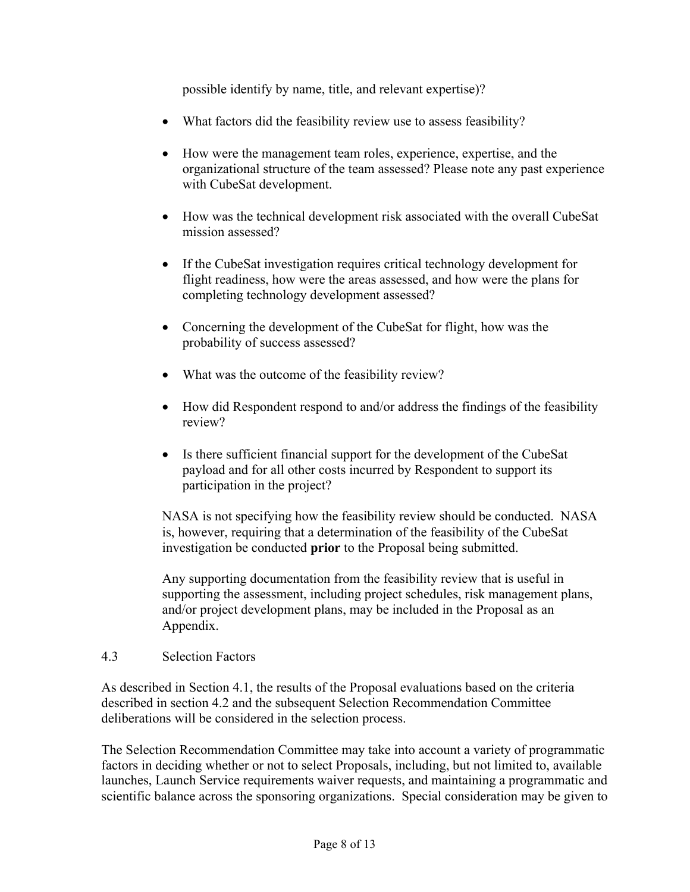possible identify by name, title, and relevant expertise)?

- What factors did the feasibility review use to assess feasibility?
- How were the management team roles, experience, expertise, and the organizational structure of the team assessed? Please note any past experience with CubeSat development.
- How was the technical development risk associated with the overall CubeSat mission assessed?
- If the CubeSat investigation requires critical technology development for flight readiness, how were the areas assessed, and how were the plans for completing technology development assessed?
- Concerning the development of the CubeSat for flight, how was the probability of success assessed?
- What was the outcome of the feasibility review?
- How did Respondent respond to and/or address the findings of the feasibility review?
- Is there sufficient financial support for the development of the CubeSat payload and for all other costs incurred by Respondent to support its participation in the project?

NASA is not specifying how the feasibility review should be conducted. NASA is, however, requiring that a determination of the feasibility of the CubeSat investigation be conducted **prior** to the Proposal being submitted.

Any supporting documentation from the feasibility review that is useful in supporting the assessment, including project schedules, risk management plans, and/or project development plans, may be included in the Proposal as an Appendix.

## 4.3 Selection Factors

As described in Section 4.1, the results of the Proposal evaluations based on the criteria described in section 4.2 and the subsequent Selection Recommendation Committee deliberations will be considered in the selection process.

The Selection Recommendation Committee may take into account a variety of programmatic factors in deciding whether or not to select Proposals, including, but not limited to, available launches, Launch Service requirements waiver requests, and maintaining a programmatic and scientific balance across the sponsoring organizations. Special consideration may be given to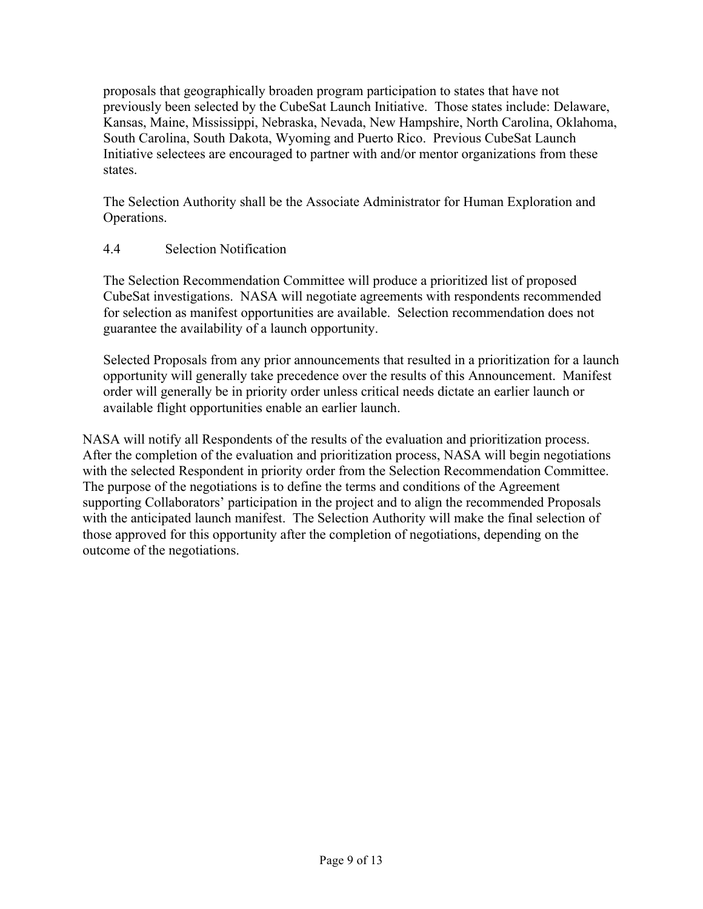proposals that geographically broaden program participation to states that have not previously been selected by the CubeSat Launch Initiative. Those states include: Delaware, Kansas, Maine, Mississippi, Nebraska, Nevada, New Hampshire, North Carolina, Oklahoma, South Carolina, South Dakota, Wyoming and Puerto Rico. Previous CubeSat Launch Initiative selectees are encouraged to partner with and/or mentor organizations from these states.

The Selection Authority shall be the Associate Administrator for Human Exploration and Operations.

### 4.4 Selection Notification

The Selection Recommendation Committee will produce a prioritized list of proposed CubeSat investigations. NASA will negotiate agreements with respondents recommended for selection as manifest opportunities are available. Selection recommendation does not guarantee the availability of a launch opportunity.

Selected Proposals from any prior announcements that resulted in a prioritization for a launch opportunity will generally take precedence over the results of this Announcement. Manifest order will generally be in priority order unless critical needs dictate an earlier launch or available flight opportunities enable an earlier launch.

NASA will notify all Respondents of the results of the evaluation and prioritization process. After the completion of the evaluation and prioritization process, NASA will begin negotiations with the selected Respondent in priority order from the Selection Recommendation Committee. The purpose of the negotiations is to define the terms and conditions of the Agreement supporting Collaborators' participation in the project and to align the recommended Proposals with the anticipated launch manifest. The Selection Authority will make the final selection of those approved for this opportunity after the completion of negotiations, depending on the outcome of the negotiations.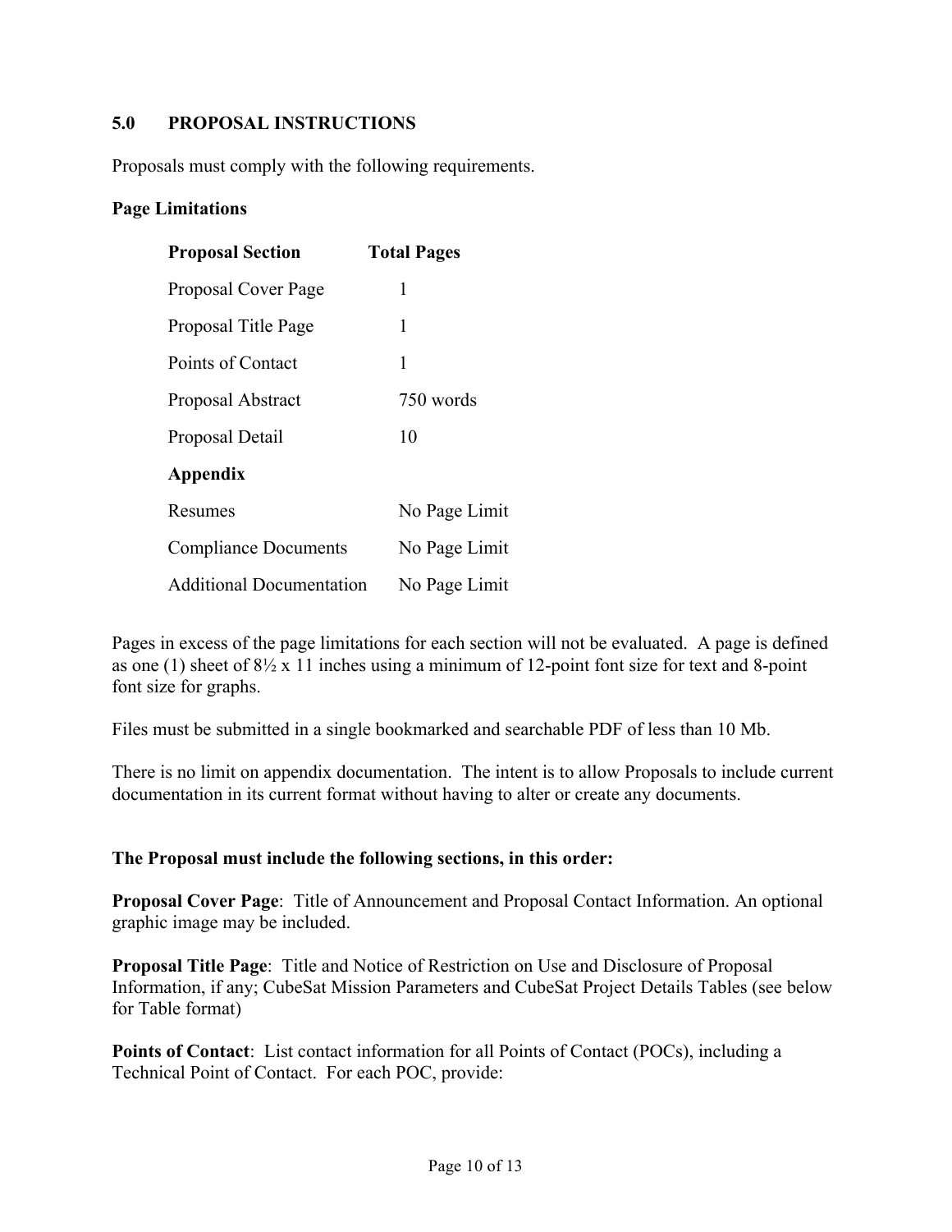## 5.0 PROPOSAL INSTRUCTIONS

Proposals must comply with the following requirements.

**Page Limitations**

| Proposal Section | Total Pages |
| --- | --- |
| Proposal Cover Page | 1 |
| Proposal Title Page | 1 |
| Points of Contact | 1 |
| Proposal Abstract | 750 words |
| Proposal Detail | 10 |
| **Appendix** | |
| Resumes | No Page Limit |
| Compliance Documents | No Page Limit |
| Additional Documentation | No Page Limit |

Pages in excess of the page limitations for each section will not be evaluated. A page is defined as one (1) sheet of 8½ x 11 inches using a minimum of 12-point font size for text and 8-point font size for graphs.

Files must be submitted in a single bookmarked and searchable PDF of less than 10 Mb.

There is no limit on appendix documentation. The intent is to allow Proposals to include current documentation in its current format without having to alter or create any documents.

**The Proposal must include the following sections, in this order:**

**Proposal Cover Page**: Title of Announcement and Proposal Contact Information. An optional graphic image may be included.

**Proposal Title Page**: Title and Notice of Restriction on Use and Disclosure of Proposal Information, if any; CubeSat Mission Parameters and CubeSat Project Details Tables (see below for Table format)

**Points of Contact**: List contact information for all Points of Contact (POCs), including a Technical Point of Contact. For each POC, provide: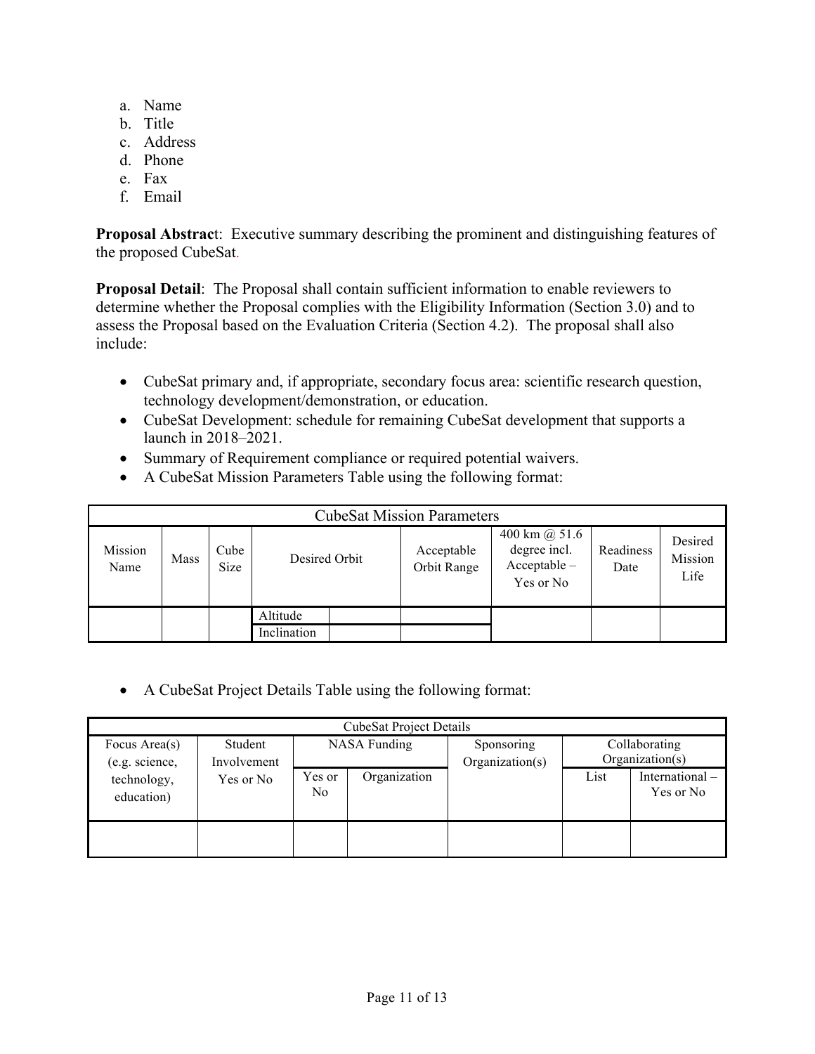a. Name
b. Title
c. Address
d. Phone
e. Fax
f. Email

**Proposal Abstract**: Executive summary describing the prominent and distinguishing features of the proposed CubeSat.

**Proposal Detail**: The Proposal shall contain sufficient information to enable reviewers to determine whether the Proposal complies with the Eligibility Information (Section 3.0) and to assess the Proposal based on the Evaluation Criteria (Section 4.2). The proposal shall also include:

- CubeSat primary and, if appropriate, secondary focus area: scientific research question, technology development/demonstration, or education.
- CubeSat Development: schedule for remaining CubeSat development that supports a launch in 2018–2021.
- Summary of Requirement compliance or required potential waivers.
- A CubeSat Mission Parameters Table using the following format:

| CubeSat Mission Parameters | | | | | | | | |
|---|---|---|---|---|---|---|---|---|
| Mission Name | Mass | Cube Size | Desired Orbit | | Acceptable Orbit Range | 400 km @ 51.6 degree incl. Acceptable – Yes or No | Readiness Date | Desired Mission Life |
| | | | Altitude | | | | | |
| | | | Inclination | | | | | |

- A CubeSat Project Details Table using the following format:

| CubeSat Project Details | | | | | | |
|---|---|---|---|---|---|---|
| Focus Area(s) (e.g. science, technology, education) | Student Involvement Yes or No | NASA Funding | | Sponsoring Organization(s) | Collaborating Organization(s) | |
| | | Yes or No | Organization | | List | International – Yes or No |
| | | | | | | |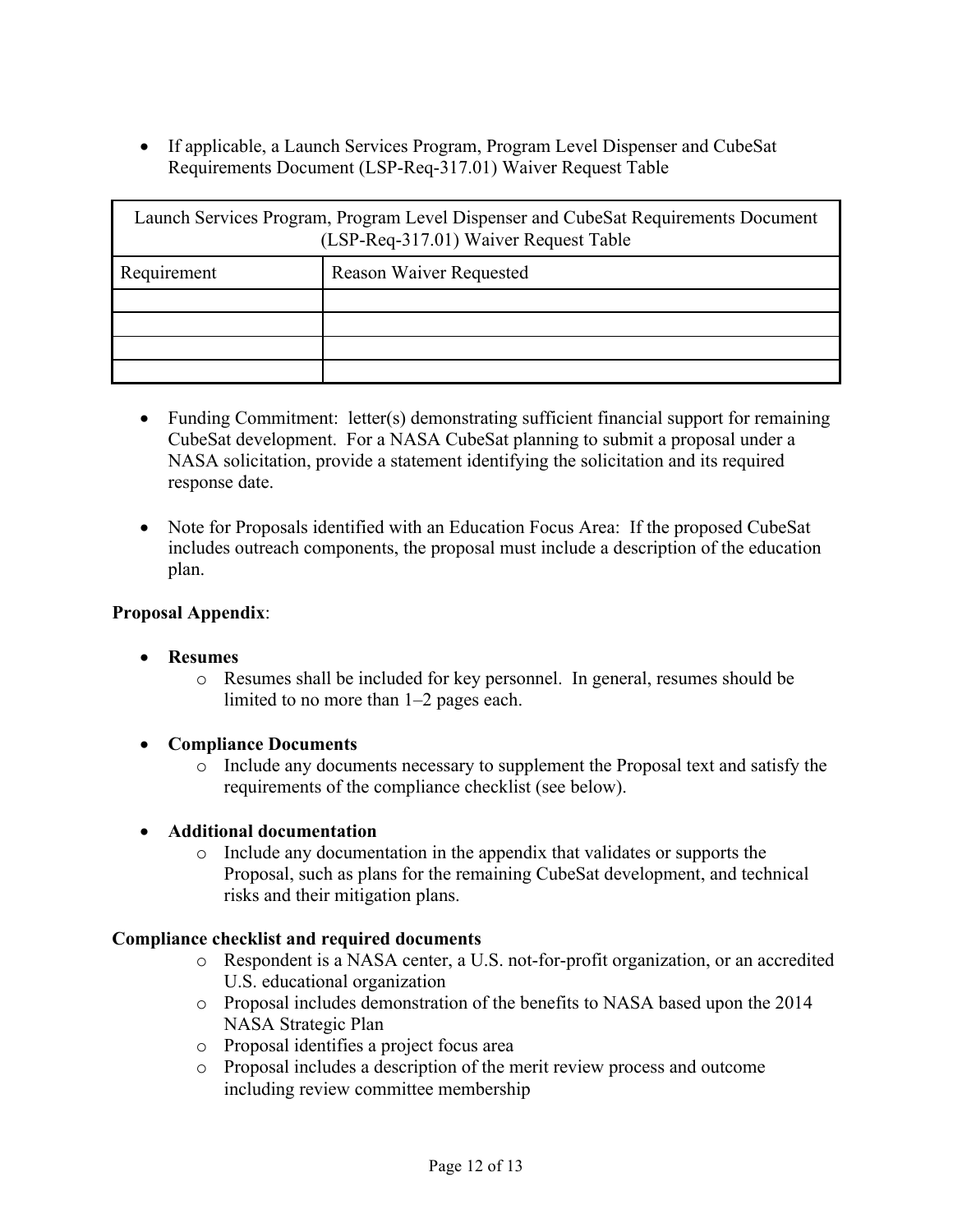- If applicable, a Launch Services Program, Program Level Dispenser and CubeSat Requirements Document (LSP-Req-317.01) Waiver Request Table

| Launch Services Program, Program Level Dispenser and CubeSat Requirements Document (LSP-Req-317.01) Waiver Request Table | |
|---|---|
| Requirement | Reason Waiver Requested |
| | |
| | |
| | |
| | |

- Funding Commitment: letter(s) demonstrating sufficient financial support for remaining CubeSat development. For a NASA CubeSat planning to submit a proposal under a NASA solicitation, provide a statement identifying the solicitation and its required response date.

- Note for Proposals identified with an Education Focus Area: If the proposed CubeSat includes outreach components, the proposal must include a description of the education plan.

**Proposal Appendix**:

- **Resumes**
  - Resumes shall be included for key personnel. In general, resumes should be limited to no more than 1–2 pages each.

- **Compliance Documents**
  - Include any documents necessary to supplement the Proposal text and satisfy the requirements of the compliance checklist (see below).

- **Additional documentation**
  - Include any documentation in the appendix that validates or supports the Proposal, such as plans for the remaining CubeSat development, and technical risks and their mitigation plans.

**Compliance checklist and required documents**

- Respondent is a NASA center, a U.S. not-for-profit organization, or an accredited U.S. educational organization
- Proposal includes demonstration of the benefits to NASA based upon the 2014 NASA Strategic Plan
- Proposal identifies a project focus area
- Proposal includes a description of the merit review process and outcome including review committee membership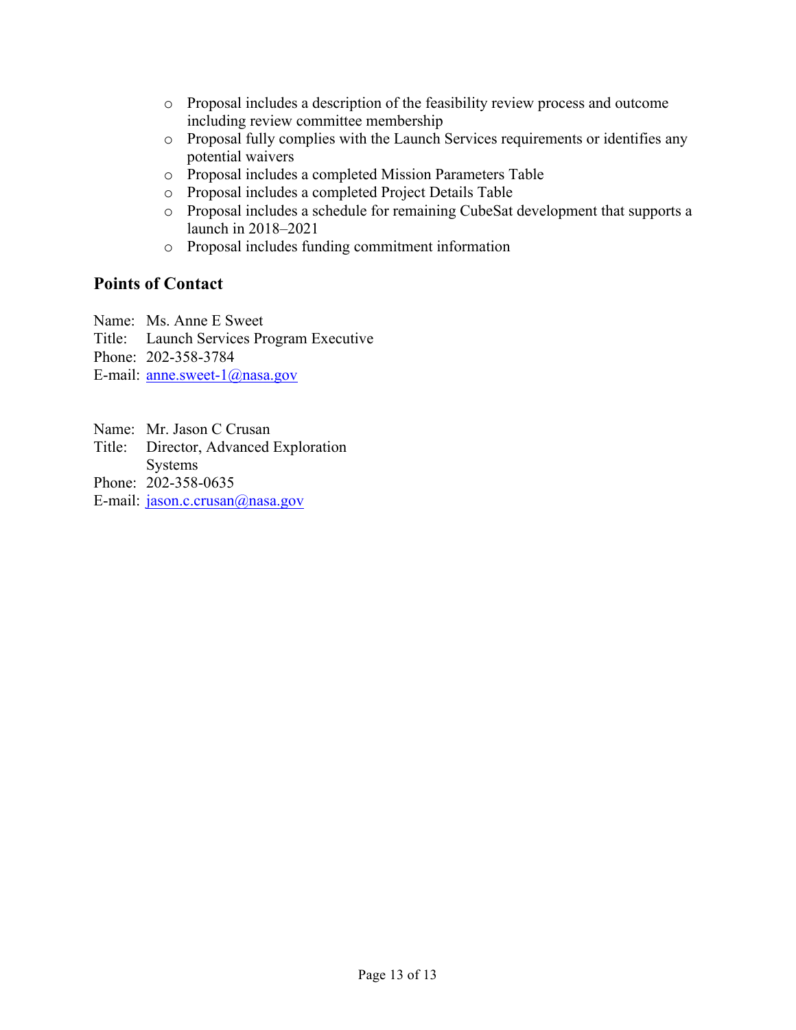- Proposal includes a description of the feasibility review process and outcome including review committee membership
- Proposal fully complies with the Launch Services requirements or identifies any potential waivers
- Proposal includes a completed Mission Parameters Table
- Proposal includes a completed Project Details Table
- Proposal includes a schedule for remaining CubeSat development that supports a launch in 2018–2021
- Proposal includes funding commitment information

## Points of Contact

Name: Ms. Anne E Sweet
Title: Launch Services Program Executive
Phone: 202-358-3784
E-mail: anne.sweet-1@nasa.gov

Name: Mr. Jason C Crusan
Title: Director, Advanced Exploration Systems
Phone: 202-358-0635
E-mail: jason.c.crusan@nasa.gov